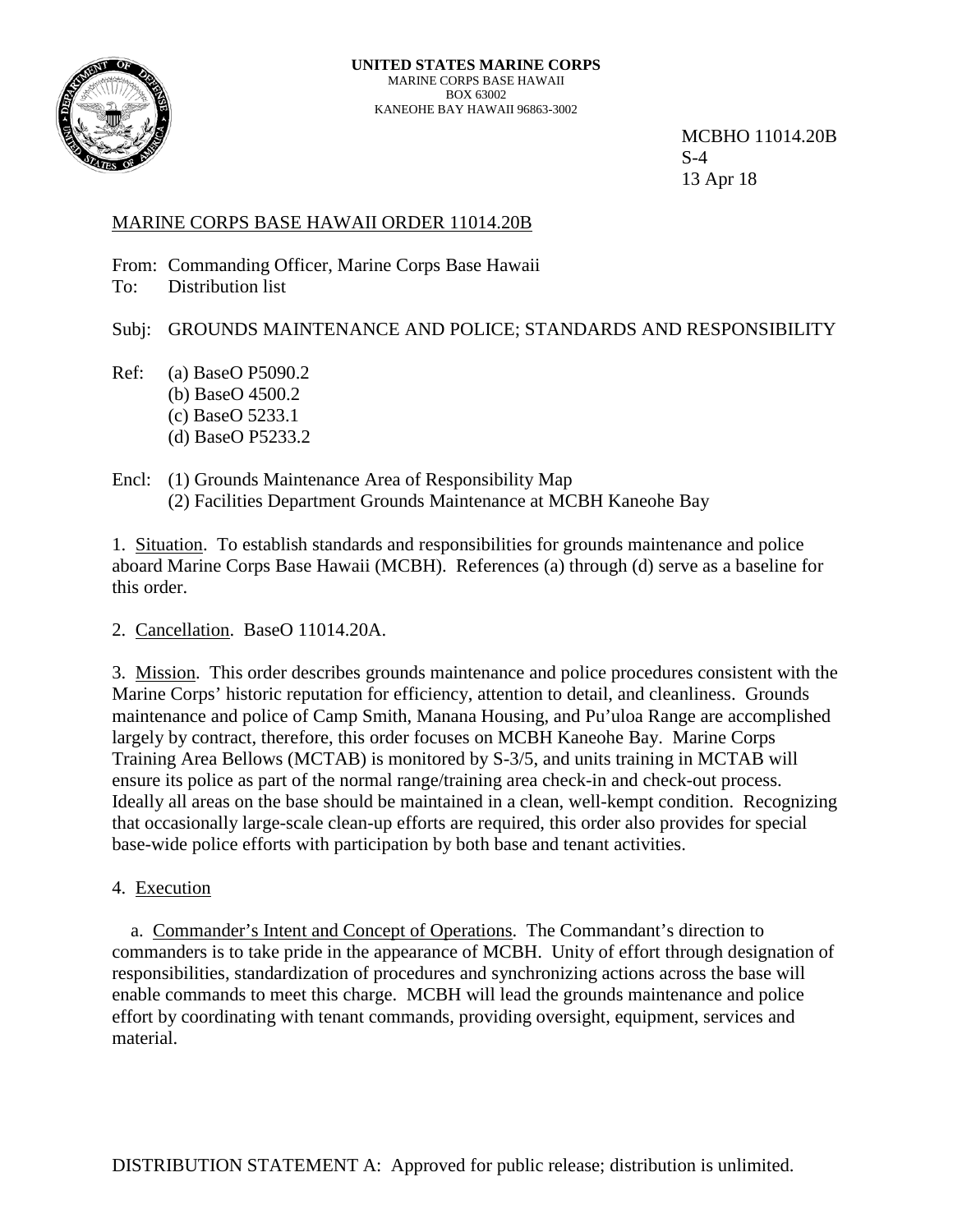**UNITED STATES MARINE CORPS**
MARINE CORPS BASE HAWAII
BOX 63002
KANEOHE BAY HAWAII 96863-3002

MCBHO 11014.20B
S-4
13 Apr 18

MARINE CORPS BASE HAWAII ORDER 11014.20B

From: Commanding Officer, Marine Corps Base Hawaii
To: Distribution list

Subj: GROUNDS MAINTENANCE AND POLICE; STANDARDS AND RESPONSIBILITY

Ref: (a) BaseO P5090.2
(b) BaseO 4500.2
(c) BaseO 5233.1
(d) BaseO P5233.2

Encl: (1) Grounds Maintenance Area of Responsibility Map
(2) Facilities Department Grounds Maintenance at MCBH Kaneohe Bay

1. Situation. To establish standards and responsibilities for grounds maintenance and police aboard Marine Corps Base Hawaii (MCBH). References (a) through (d) serve as a baseline for this order.

2. Cancellation. BaseO 11014.20A.

3. Mission. This order describes grounds maintenance and police procedures consistent with the Marine Corps' historic reputation for efficiency, attention to detail, and cleanliness. Grounds maintenance and police of Camp Smith, Manana Housing, and Pu'uloa Range are accomplished largely by contract, therefore, this order focuses on MCBH Kaneohe Bay. Marine Corps Training Area Bellows (MCTAB) is monitored by S-3/5, and units training in MCTAB will ensure its police as part of the normal range/training area check-in and check-out process. Ideally all areas on the base should be maintained in a clean, well-kempt condition. Recognizing that occasionally large-scale clean-up efforts are required, this order also provides for special base-wide police efforts with participation by both base and tenant activities.

4. Execution

a. Commander's Intent and Concept of Operations. The Commandant's direction to commanders is to take pride in the appearance of MCBH. Unity of effort through designation of responsibilities, standardization of procedures and synchronizing actions across the base will enable commands to meet this charge. MCBH will lead the grounds maintenance and police effort by coordinating with tenant commands, providing oversight, equipment, services and material.

DISTRIBUTION STATEMENT A: Approved for public release; distribution is unlimited.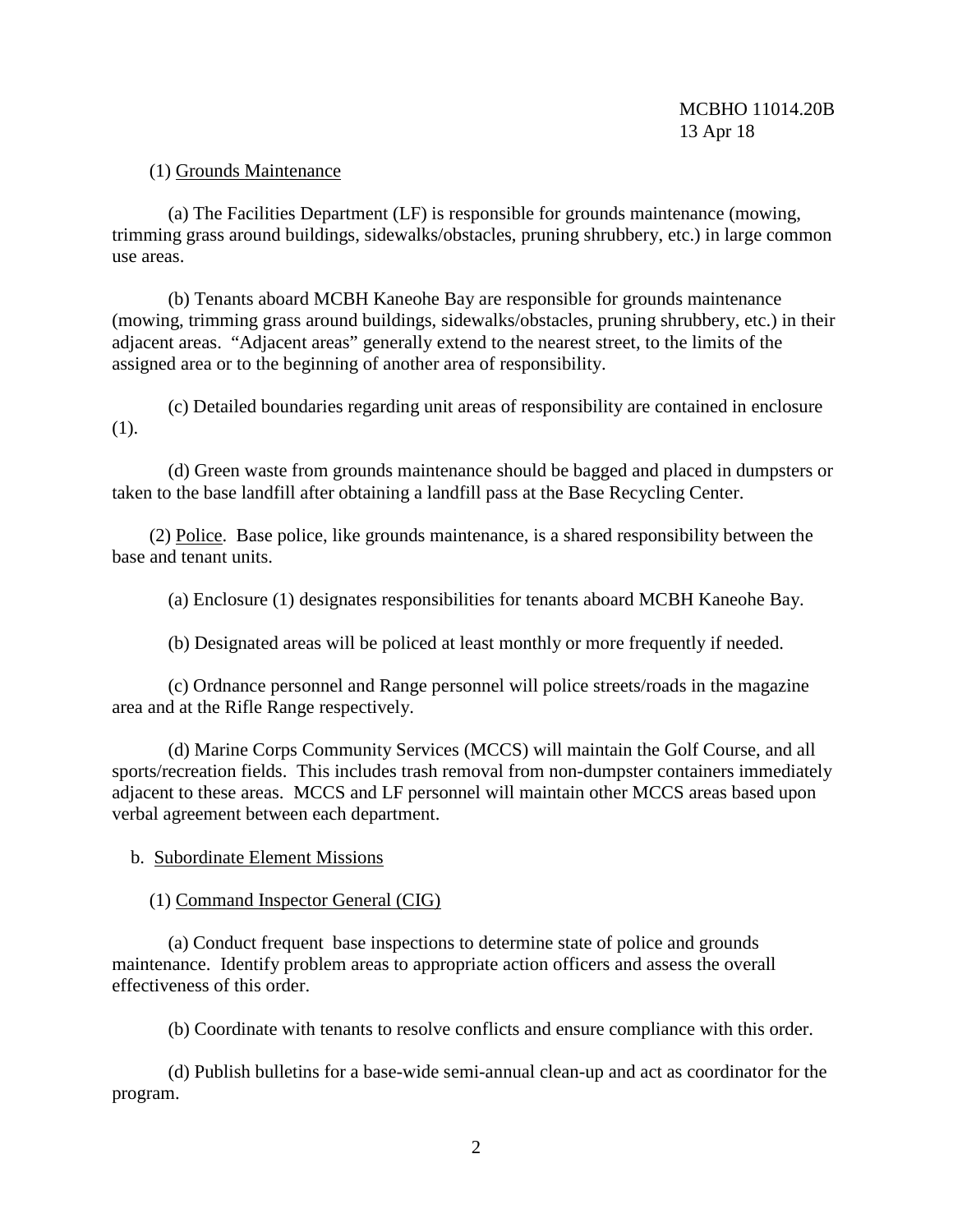(1) Grounds Maintenance

(a) The Facilities Department (LF) is responsible for grounds maintenance (mowing, trimming grass around buildings, sidewalks/obstacles, pruning shrubbery, etc.) in large common use areas.

(b) Tenants aboard MCBH Kaneohe Bay are responsible for grounds maintenance (mowing, trimming grass around buildings, sidewalks/obstacles, pruning shrubbery, etc.) in their adjacent areas. "Adjacent areas" generally extend to the nearest street, to the limits of the assigned area or to the beginning of another area of responsibility.

(c) Detailed boundaries regarding unit areas of responsibility are contained in enclosure (1).

(d) Green waste from grounds maintenance should be bagged and placed in dumpsters or taken to the base landfill after obtaining a landfill pass at the Base Recycling Center.

(2) Police. Base police, like grounds maintenance, is a shared responsibility between the base and tenant units.

(a) Enclosure (1) designates responsibilities for tenants aboard MCBH Kaneohe Bay.

(b) Designated areas will be policed at least monthly or more frequently if needed.

(c) Ordnance personnel and Range personnel will police streets/roads in the magazine area and at the Rifle Range respectively.

(d) Marine Corps Community Services (MCCS) will maintain the Golf Course, and all sports/recreation fields. This includes trash removal from non-dumpster containers immediately adjacent to these areas. MCCS and LF personnel will maintain other MCCS areas based upon verbal agreement between each department.

b. Subordinate Element Missions

(1) Command Inspector General (CIG)

(a) Conduct frequent base inspections to determine state of police and grounds maintenance. Identify problem areas to appropriate action officers and assess the overall effectiveness of this order.

(b) Coordinate with tenants to resolve conflicts and ensure compliance with this order.

(d) Publish bulletins for a base-wide semi-annual clean-up and act as coordinator for the program.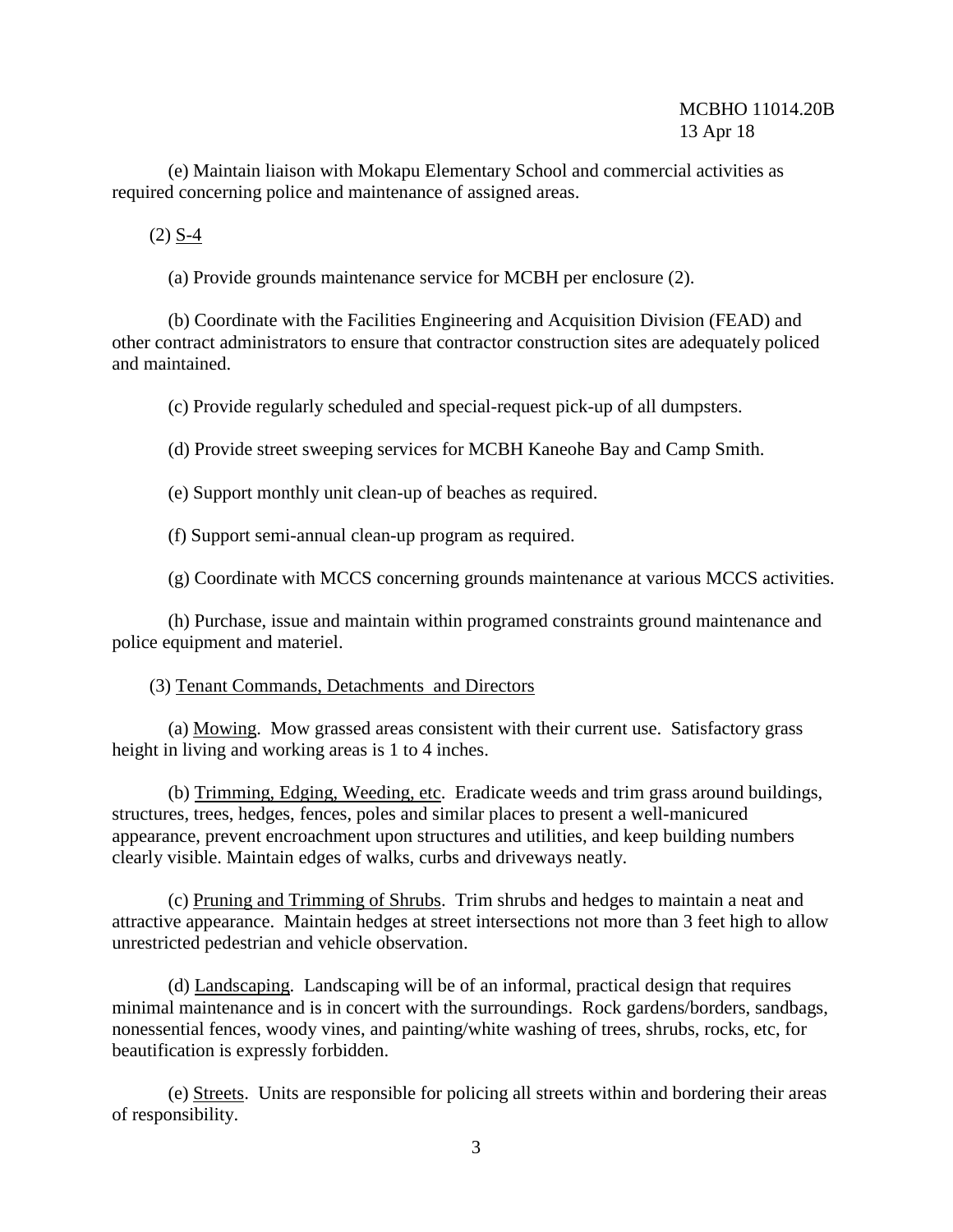(e) Maintain liaison with Mokapu Elementary School and commercial activities as required concerning police and maintenance of assigned areas.

(2) <u>S-4</u>

(a) Provide grounds maintenance service for MCBH per enclosure (2).

(b) Coordinate with the Facilities Engineering and Acquisition Division (FEAD) and other contract administrators to ensure that contractor construction sites are adequately policed and maintained.

(c) Provide regularly scheduled and special-request pick-up of all dumpsters.

(d) Provide street sweeping services for MCBH Kaneohe Bay and Camp Smith.

(e) Support monthly unit clean-up of beaches as required.

(f) Support semi-annual clean-up program as required.

(g) Coordinate with MCCS concerning grounds maintenance at various MCCS activities.

(h) Purchase, issue and maintain within programed constraints ground maintenance and police equipment and materiel.

(3) <u>Tenant Commands, Detachments and Directors</u>

(a) <u>Mowing</u>. Mow grassed areas consistent with their current use. Satisfactory grass height in living and working areas is 1 to 4 inches.

(b) <u>Trimming, Edging, Weeding, etc</u>. Eradicate weeds and trim grass around buildings, structures, trees, hedges, fences, poles and similar places to present a well-manicured appearance, prevent encroachment upon structures and utilities, and keep building numbers clearly visible. Maintain edges of walks, curbs and driveways neatly.

(c) <u>Pruning and Trimming of Shrubs</u>. Trim shrubs and hedges to maintain a neat and attractive appearance. Maintain hedges at street intersections not more than 3 feet high to allow unrestricted pedestrian and vehicle observation.

(d) <u>Landscaping</u>. Landscaping will be of an informal, practical design that requires minimal maintenance and is in concert with the surroundings. Rock gardens/borders, sandbags, nonessential fences, woody vines, and painting/white washing of trees, shrubs, rocks, etc, for beautification is expressly forbidden.

(e) <u>Streets</u>. Units are responsible for policing all streets within and bordering their areas of responsibility.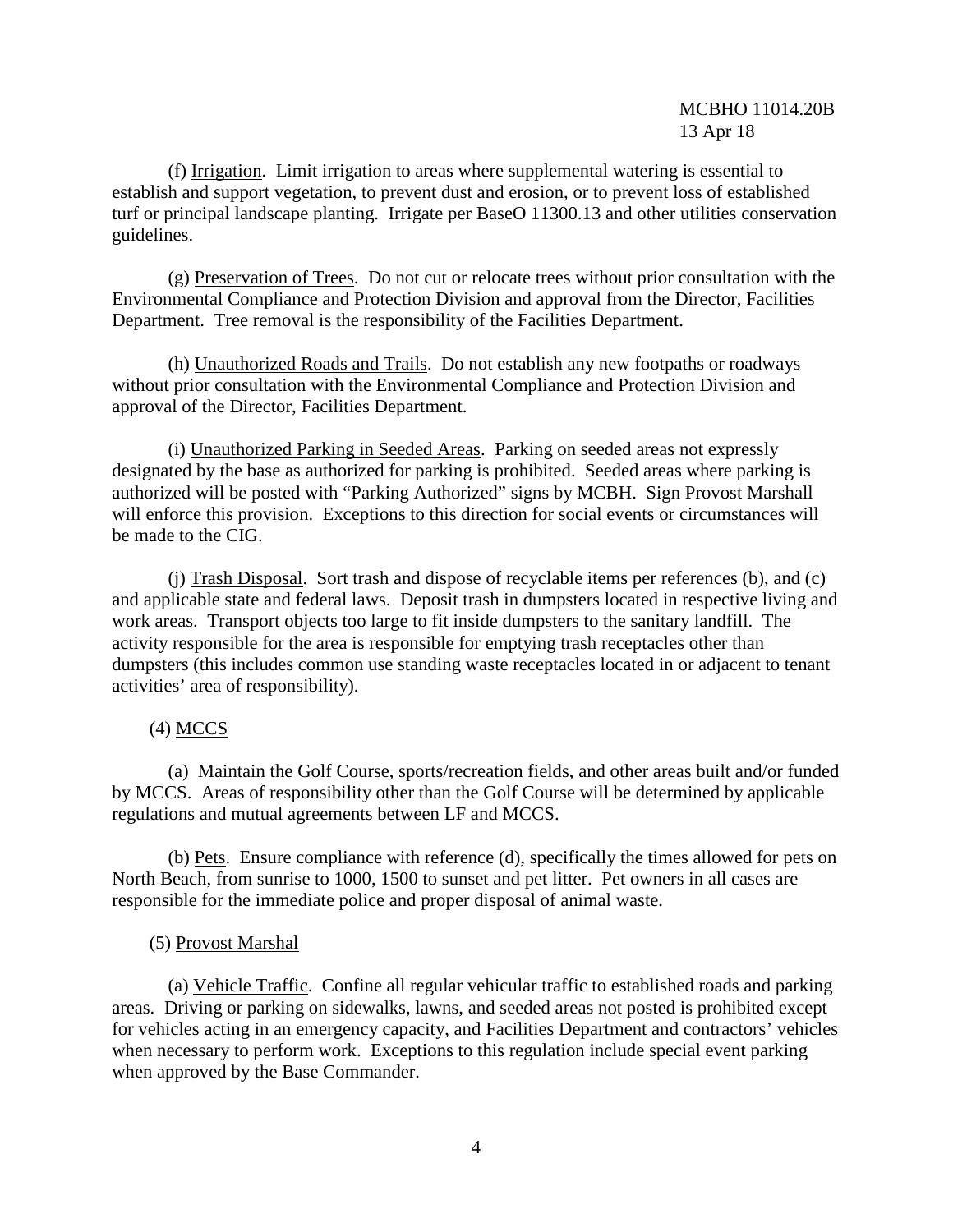(f) Irrigation. Limit irrigation to areas where supplemental watering is essential to establish and support vegetation, to prevent dust and erosion, or to prevent loss of established turf or principal landscape planting. Irrigate per BaseO 11300.13 and other utilities conservation guidelines.

(g) Preservation of Trees. Do not cut or relocate trees without prior consultation with the Environmental Compliance and Protection Division and approval from the Director, Facilities Department. Tree removal is the responsibility of the Facilities Department.

(h) Unauthorized Roads and Trails. Do not establish any new footpaths or roadways without prior consultation with the Environmental Compliance and Protection Division and approval of the Director, Facilities Department.

(i) Unauthorized Parking in Seeded Areas. Parking on seeded areas not expressly designated by the base as authorized for parking is prohibited. Seeded areas where parking is authorized will be posted with "Parking Authorized" signs by MCBH. Sign Provost Marshall will enforce this provision. Exceptions to this direction for social events or circumstances will be made to the CIG.

(j) Trash Disposal. Sort trash and dispose of recyclable items per references (b), and (c) and applicable state and federal laws. Deposit trash in dumpsters located in respective living and work areas. Transport objects too large to fit inside dumpsters to the sanitary landfill. The activity responsible for the area is responsible for emptying trash receptacles other than dumpsters (this includes common use standing waste receptacles located in or adjacent to tenant activities' area of responsibility).

(4) MCCS

(a) Maintain the Golf Course, sports/recreation fields, and other areas built and/or funded by MCCS. Areas of responsibility other than the Golf Course will be determined by applicable regulations and mutual agreements between LF and MCCS.

(b) Pets. Ensure compliance with reference (d), specifically the times allowed for pets on North Beach, from sunrise to 1000, 1500 to sunset and pet litter. Pet owners in all cases are responsible for the immediate police and proper disposal of animal waste.

(5) Provost Marshal

(a) Vehicle Traffic. Confine all regular vehicular traffic to established roads and parking areas. Driving or parking on sidewalks, lawns, and seeded areas not posted is prohibited except for vehicles acting in an emergency capacity, and Facilities Department and contractors' vehicles when necessary to perform work. Exceptions to this regulation include special event parking when approved by the Base Commander.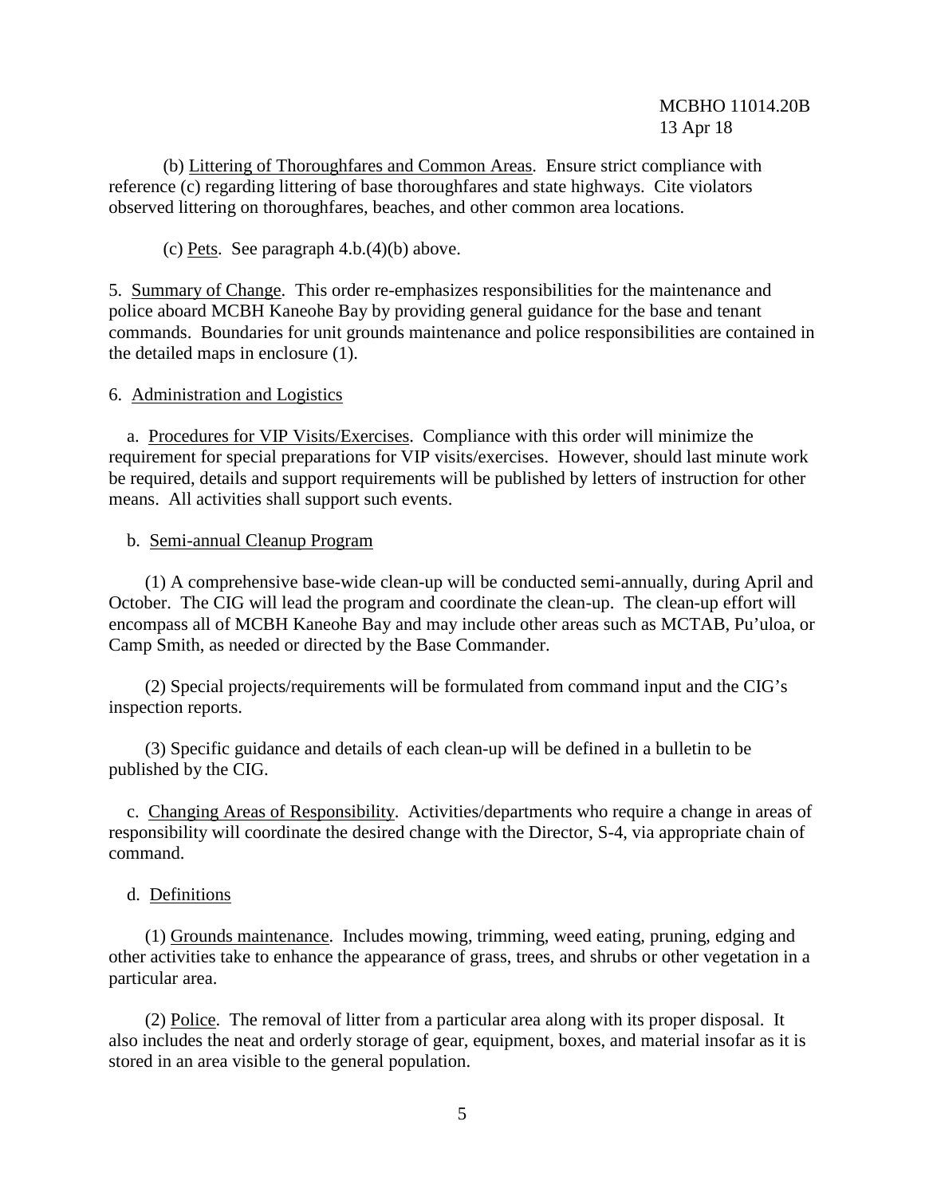(b) Littering of Thoroughfares and Common Areas. Ensure strict compliance with reference (c) regarding littering of base thoroughfares and state highways. Cite violators observed littering on thoroughfares, beaches, and other common area locations.

(c) Pets. See paragraph 4.b.(4)(b) above.

5. Summary of Change. This order re-emphasizes responsibilities for the maintenance and police aboard MCBH Kaneohe Bay by providing general guidance for the base and tenant commands. Boundaries for unit grounds maintenance and police responsibilities are contained in the detailed maps in enclosure (1).

6. Administration and Logistics

a. Procedures for VIP Visits/Exercises. Compliance with this order will minimize the requirement for special preparations for VIP visits/exercises. However, should last minute work be required, details and support requirements will be published by letters of instruction for other means. All activities shall support such events.

b. Semi-annual Cleanup Program

(1) A comprehensive base-wide clean-up will be conducted semi-annually, during April and October. The CIG will lead the program and coordinate the clean-up. The clean-up effort will encompass all of MCBH Kaneohe Bay and may include other areas such as MCTAB, Pu'uloa, or Camp Smith, as needed or directed by the Base Commander.

(2) Special projects/requirements will be formulated from command input and the CIG's inspection reports.

(3) Specific guidance and details of each clean-up will be defined in a bulletin to be published by the CIG.

c. Changing Areas of Responsibility. Activities/departments who require a change in areas of responsibility will coordinate the desired change with the Director, S-4, via appropriate chain of command.

d. Definitions

(1) Grounds maintenance. Includes mowing, trimming, weed eating, pruning, edging and other activities take to enhance the appearance of grass, trees, and shrubs or other vegetation in a particular area.

(2) Police. The removal of litter from a particular area along with its proper disposal. It also includes the neat and orderly storage of gear, equipment, boxes, and material insofar as it is stored in an area visible to the general population.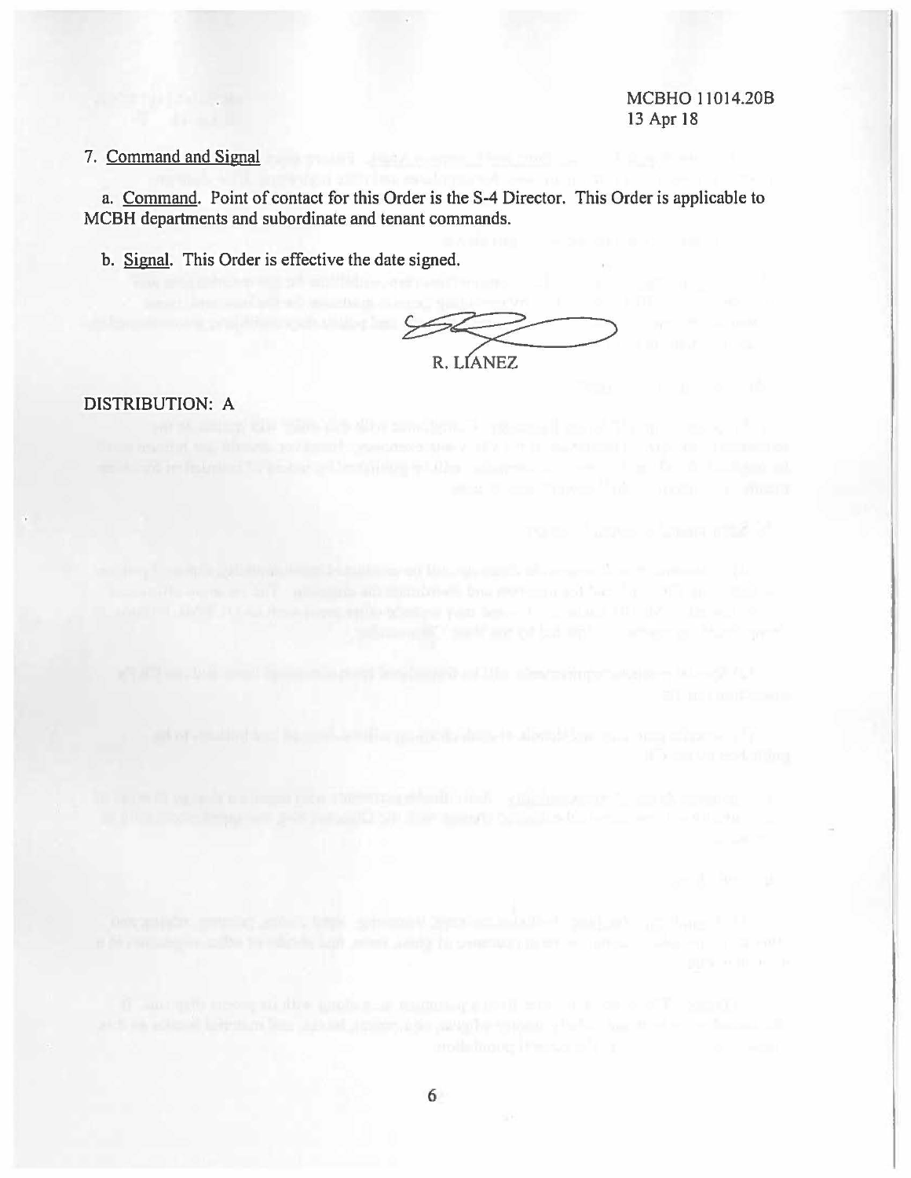MCBHO 11014.20B
13 Apr 18

7. Command and Signal

a. Command. Point of contact for this Order is the S-4 Director. This Order is applicable to MCBH departments and subordinate and tenant commands.

b. Signal. This Order is effective the date signed.

R. LIANEZ

DISTRIBUTION: A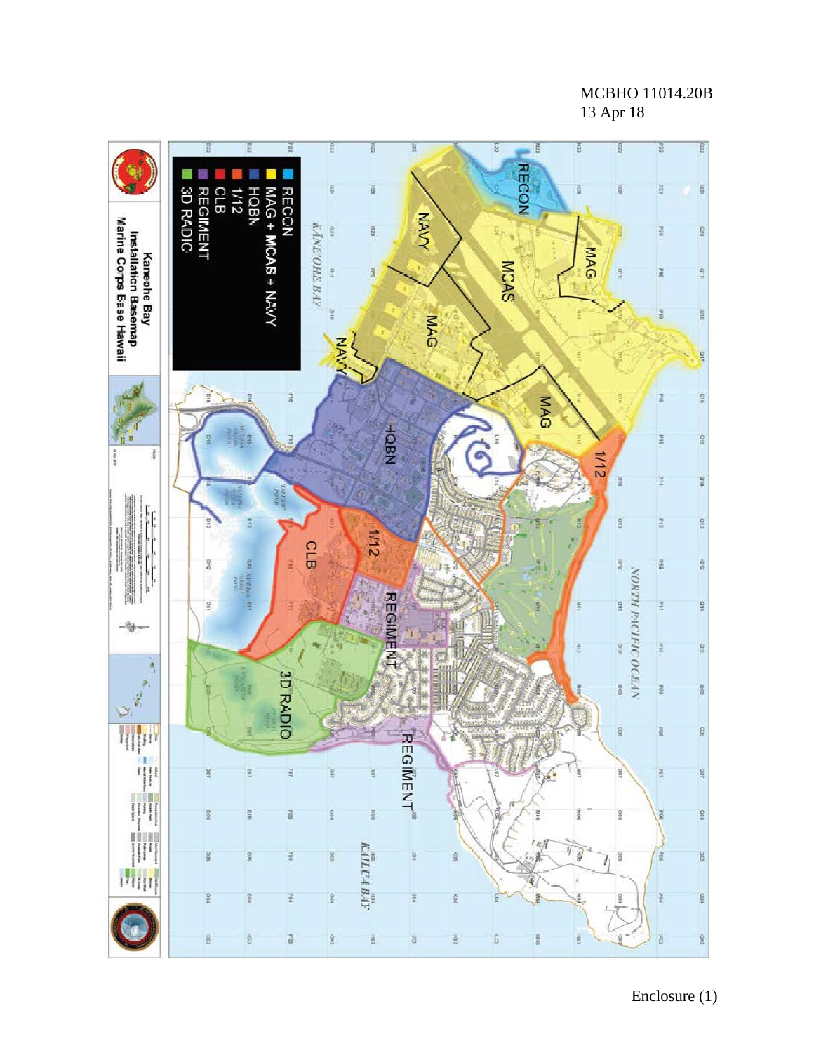MCBHO 11014.20B
13 Apr 18

- RECON
- MAG + MCAS + NAVY
- HQBN
- 1/12
- CLB
- REGIMENT
- 3D RADIO

Kaneohe Bay
Installation Basemap
Marine Corps Base Hawaii

NORTH PACIFIC OCEAN

KANEOHE BAY

KAILUA BAY

RECON

MAG

MCAS

NAVY

MAG

NAVY

MAG

1/12

HQBN

1/12

CLB

REGIMENT

3D RADIO

REGIMENT

Enclosure (1)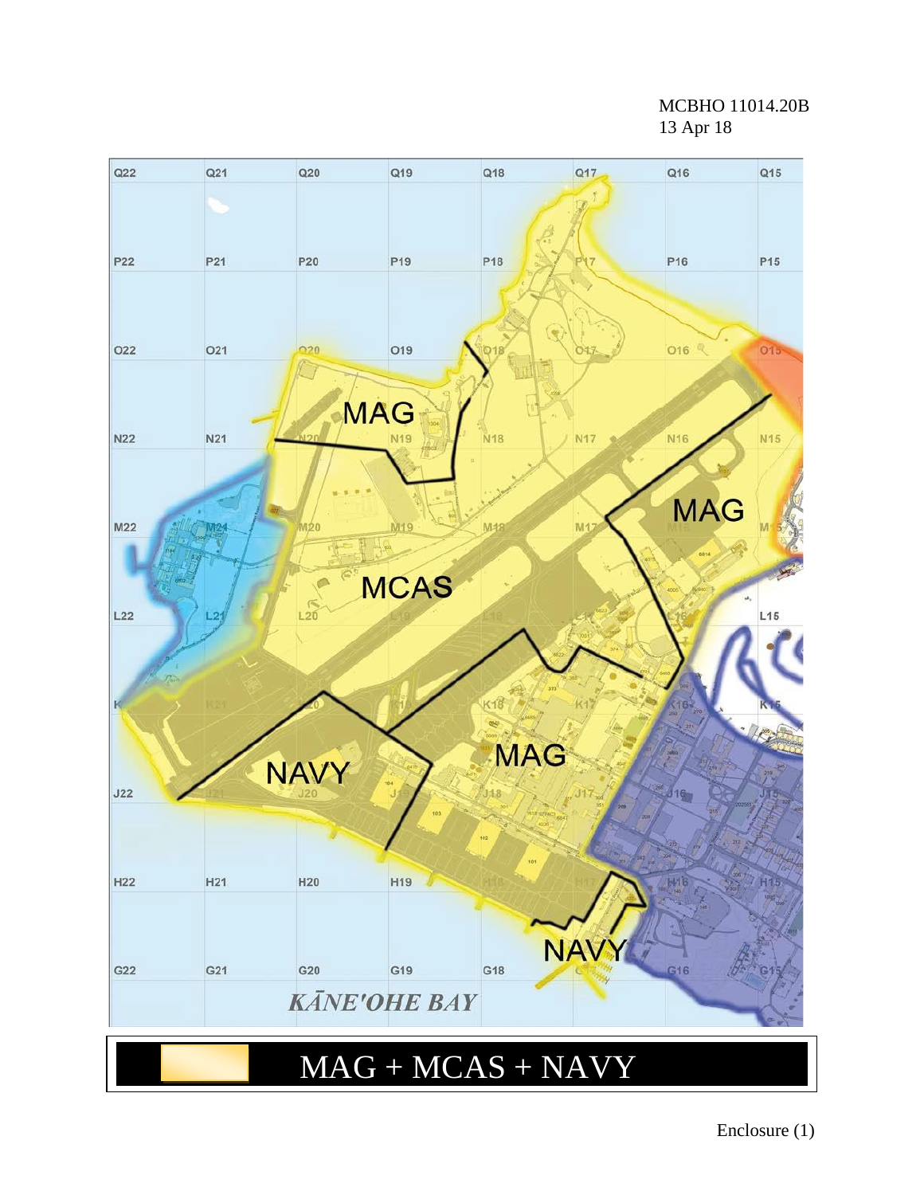MCBHO 11014.20B
13 Apr 18

MAG

MAG

MCAS

MAG

NAVY

NAVY

KĀNE'OHE BAY

MAG + MCAS + NAVY

Enclosure (1)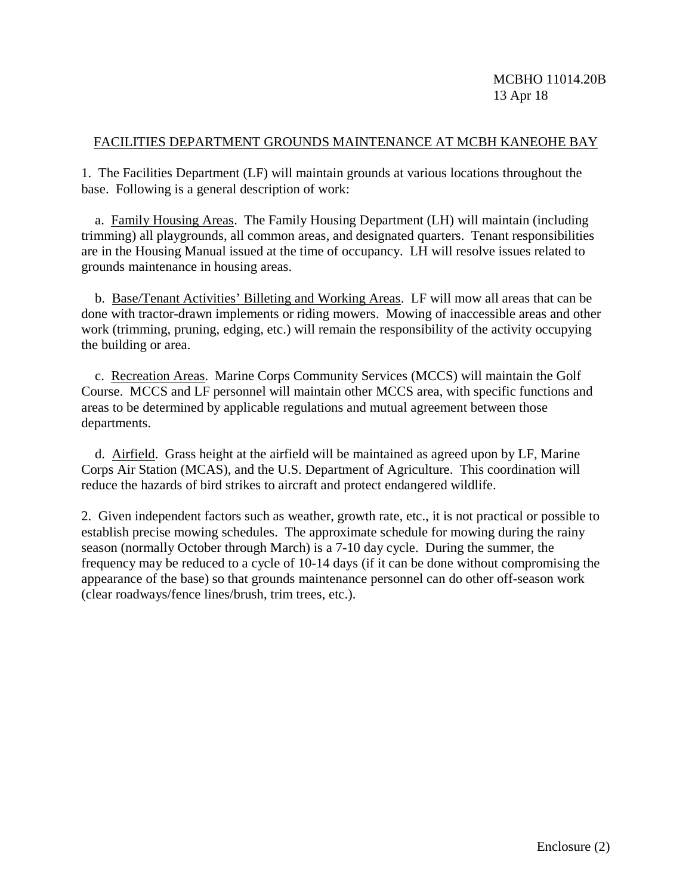## FACIDITIES DEPARTMENT GROUNDS MAINTENANCE AT MCBH KANEOHE BAY

1. The Facilities Department (LF) will maintain grounds at various locations throughout the base. Following is a general description of work:

   a. Family Housing Areas. The Family Housing Department (LH) will maintain (including trimming) all playgrounds, all common areas, and designated quarters. Tenant responsibilities are in the Housing Manual issued at the time of occupancy. LH will resolve issues related to grounds maintenance in housing areas.

   b. Base/Tenant Activities' Billeting and Working Areas. LF will mow all areas that can be done with tractor-drawn implements or riding mowers. Mowing of inaccessible areas and other work (trimming, pruning, edging, etc.) will remain the responsibility of the activity occupying the building or area.

   c. Recreation Areas. Marine Corps Community Services (MCCS) will maintain the Golf Course. MCCS and LF personnel will maintain other MCCS area, with specific functions and areas to be determined by applicable regulations and mutual agreement between those departments.

   d. Airfield. Grass height at the airfield will be maintained as agreed upon by LF, Marine Corps Air Station (MCAS), and the U.S. Department of Agriculture. This coordination will reduce the hazards of bird strikes to aircraft and protect endangered wildlife.

2. Given independent factors such as weather, growth rate, etc., it is not practical or possible to establish precise mowing schedules. The approximate schedule for mowing during the rainy season (normally October through March) is a 7-10 day cycle. During the summer, the frequency may be reduced to a cycle of 10-14 days (if it can be done without compromising the appearance of the base) so that grounds maintenance personnel can do other off-season work (clear roadways/fence lines/brush, trim trees, etc.).

Enclosure (2)

## FACILITIES DEPARTMENT GROUNDS MAINTENANCE AT MCBH KANEOHE BAY

1. The Facilities Department (LF) will maintain grounds at various locations throughout the base. Following is a general description of work:

   a. Family Housing Areas. The Family Housing Department (LH) will maintain (including trimming) all playgrounds, all common areas, and designated quarters. Tenant responsibilities are in the Housing Manual issued at the time of occupancy. LH will resolve issues related to grounds maintenance in housing areas.

   b. Base/Tenant Activities' Billeting and Working Areas. LF will mow all areas that can be done with tractor-drawn implements or riding mowers. Mowing of inaccessible areas and other work (trimming, pruning, edging, etc.) will remain the responsibility of the activity occupying the building or area.

   c. Recreation Areas. Marine Corps Community Services (MCCS) will maintain the Golf Course. MCCS and LF personnel will maintain other MCCS area, with specific functions and areas to be determined by applicable regulations and mutual agreement between those departments.

   d. Airfield. Grass height at the airfield will be maintained as agreed upon by LF, Marine Corps Air Station (MCAS), and the U.S. Department of Agriculture. This coordination will reduce the hazards of bird strikes to aircraft and protect endangered wildlife.

2. Given independent factors such as weather, growth rate, etc., it is not practical or possible to establish precise mowing schedules. The approximate schedule for mowing during the rainy season (normally October through March) is a 7-10 day cycle. During the summer, the frequency may be reduced to a cycle of 10-14 days (if it can be done without compromising the appearance of the base) so that grounds maintenance personnel can do other off-season work (clear roadways/fence lines/brush, trim trees, etc.).

Enclosure (2)